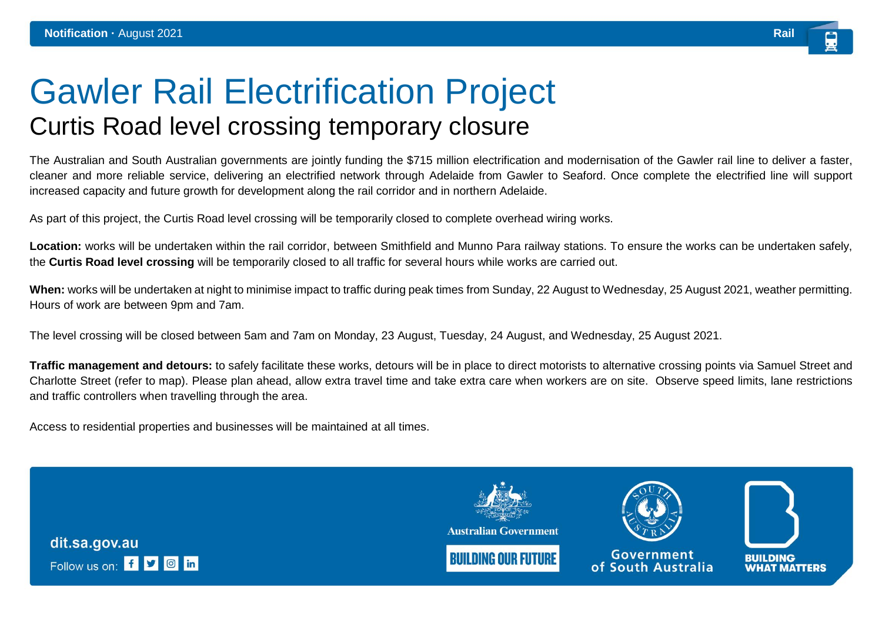**Notification** · August 2021

Rail

# Gawler Rail Electrification Project

## Curtis Road level crossing temporary closure

The Australian and South Australian governments are jointly funding the $715 million electrification and modernisation of the Gawler rail line to deliver a faster, cleaner and more reliable service, delivering an electrified network through Adelaide from Gawler to Seaford. Once complete the electrified line will support increased capacity and future growth for development along the rail corridor and in northern Adelaide.

As part of this project, the Curtis Road level crossing will be temporarily closed to complete overhead wiring works.

**Location:** works will be undertaken within the rail corridor, between Smithfield and Munno Para railway stations. To ensure the works can be undertaken safely, the **Curtis Road level crossing** will be temporarily closed to all traffic for several hours while works are carried out.

**When:** works will be undertaken at night to minimise impact to traffic during peak times from Sunday, 22 August to Wednesday, 25 August 2021, weather permitting. Hours of work are between 9pm and 7am.

The level crossing will be closed between 5am and 7am on Monday, 23 August, Tuesday, 24 August, and Wednesday, 25 August 2021.

**Traffic management and detours:** to safely facilitate these works, detours will be in place to direct motorists to alternative crossing points via Samuel Street and Charlotte Street (refer to map). Please plan ahead, allow extra travel time and take extra care when workers are on site. Observe speed limits, lane restrictions and traffic controllers when travelling through the area.

Access to residential properties and businesses will be maintained at all times.

dit.sa.gov.au

Follow us on:

Australian Government

BUILDING OUR FUTURE

Government of South Australia

BUILDING WHAT MATTERS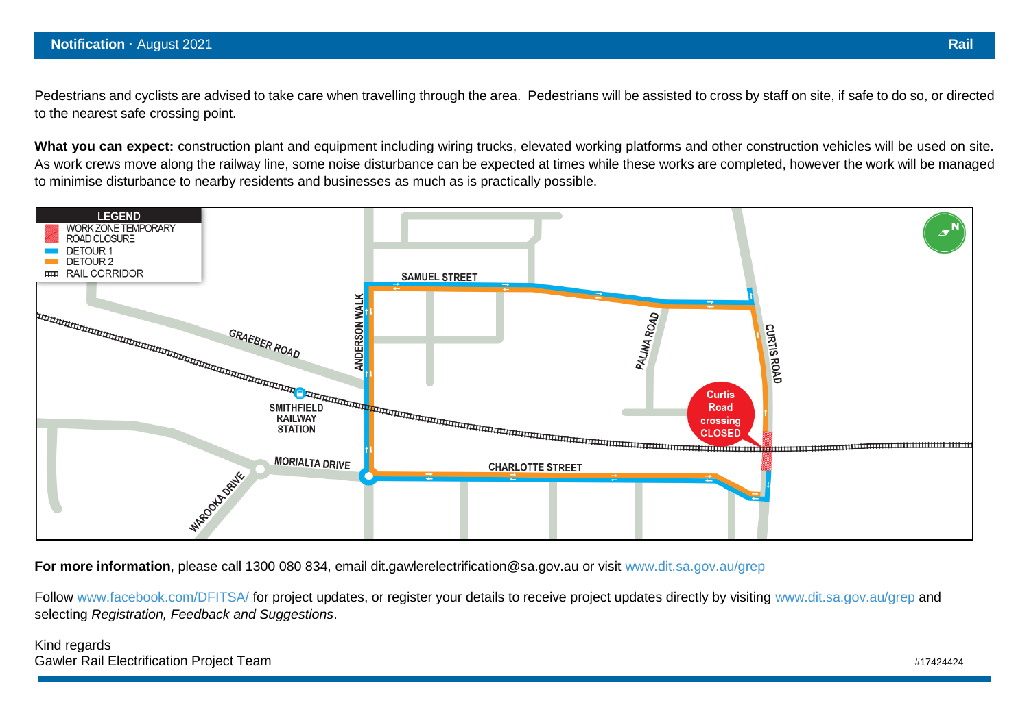Pedestrians and cyclists are advised to take care when travelling through the area. Pedestrians will be assisted to cross by staff on site, if safe to do so, or directed to the nearest safe crossing point.

**What you can expect:** construction plant and equipment including wiring trucks, elevated working platforms and other construction vehicles will be used on site. As work crews move along the railway line, some noise disturbance can be expected at times while these works are completed, however the work will be managed to minimise disturbance to nearby residents and businesses as much as is practically possible.

LEGEND
WORK ZONE TEMPORARY ROAD CLOSURE
DETOUR 1
DETOUR 2
RAIL CORRIDOR

SAMUEL STREET
ANDERSON WALK
GRAEBER ROAD
PALINA ROAD
CURTIS ROAD
SMITHFIELD RAILWAY STATION
Curtis Road crossing CLOSED
MORIALTA DRIVE
WAROOKA DRIVE
CHARLOTTE STREET
N

**For more information**, please call 1300 080 834, email dit.gawlerelectrification@sa.gov.au or visit www.dit.sa.gov.au/grep

Follow www.facebook.com/DFITSA/ for project updates, or register your details to receive project updates directly by visiting www.dit.sa.gov.au/grep and selecting *Registration, Feedback and Suggestions*.

Kind regards
Gawler Rail Electrification Project Team

#17424424